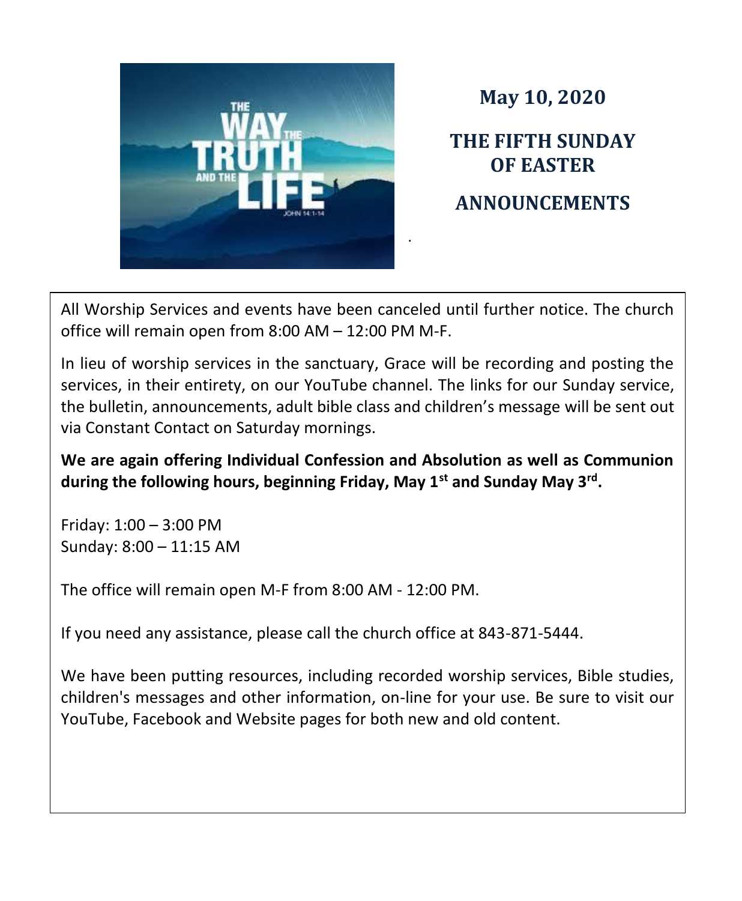## May 10, 2020

## THE FIFTH SUNDAY OF EASTER

## ANNOUNCEMENTS

All Worship Services and events have been canceled until further notice. The church office will remain open from 8:00 AM – 12:00 PM M-F.

In lieu of worship services in the sanctuary, Grace will be recording and posting the services, in their entirety, on our YouTube channel. The links for our Sunday service, the bulletin, announcements, adult bible class and children's message will be sent out via Constant Contact on Saturday mornings.

**We are again offering Individual Confession and Absolution as well as Communion during the following hours, beginning Friday, May 1st and Sunday May 3rd.**

Friday: 1:00 – 3:00 PM
Sunday: 8:00 – 11:15 AM

The office will remain open M-F from 8:00 AM - 12:00 PM.

If you need any assistance, please call the church office at 843-871-5444.

We have been putting resources, including recorded worship services, Bible studies, children's messages and other information, on-line for your use. Be sure to visit our YouTube, Facebook and Website pages for both new and old content.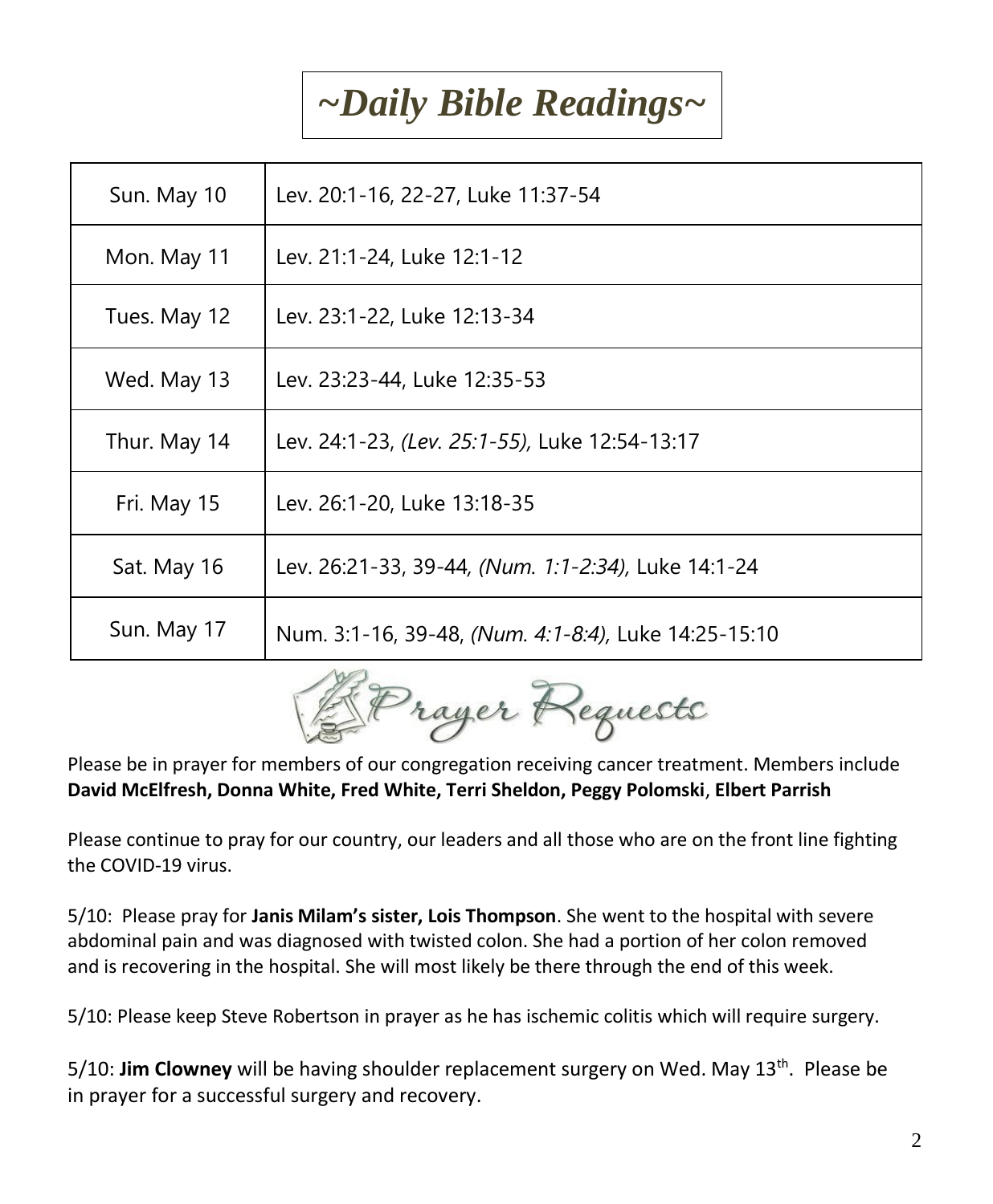# *~Daily Bible Readings~*

| | |
|---|---|
| Sun. May 10 | Lev. 20:1-16, 22-27, Luke 11:37-54 |
| Mon. May 11 | Lev. 21:1-24, Luke 12:1-12 |
| Tues. May 12 | Lev. 23:1-22, Luke 12:13-34 |
| Wed. May 13 | Lev. 23:23-44, Luke 12:35-53 |
| Thur. May 14 | Lev. 24:1-23, *(Lev. 25:1-55),* Luke 12:54-13:17 |
| Fri. May 15 | Lev. 26:1-20, Luke 13:18-35 |
| Sat. May 16 | Lev. 26:21-33, 39-44*, (Num. 1:1-2:34),* Luke 14:1-24 |
| Sun. May 17 | Num. 3:1-16, 39-48, *(Num. 4:1-8:4),* Luke 14:25-15:10 |

## Prayer Requests

Please be in prayer for members of our congregation receiving cancer treatment. Members include **David McElfresh, Donna White, Fred White, Terri Sheldon, Peggy Polomski**, **Elbert Parrish**

Please continue to pray for our country, our leaders and all those who are on the front line fighting the COVID-19 virus.

5/10: Please pray for **Janis Milam's sister, Lois Thompson**. She went to the hospital with severe abdominal pain and was diagnosed with twisted colon. She had a portion of her colon removed and is recovering in the hospital. She will most likely be there through the end of this week.

5/10: Please keep Steve Robertson in prayer as he has ischemic colitis which will require surgery.

5/10: **Jim Clowney** will be having shoulder replacement surgery on Wed. May 13th. Please be in prayer for a successful surgery and recovery.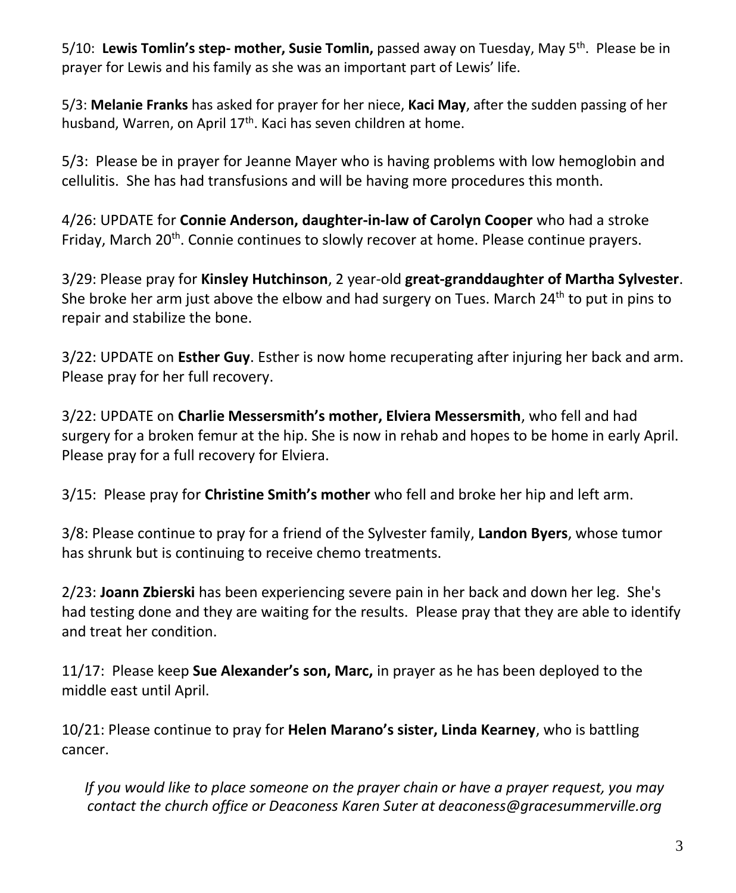5/10: **Lewis Tomlin's step- mother, Susie Tomlin,** passed away on Tuesday, May 5th. Please be in prayer for Lewis and his family as she was an important part of Lewis' life.

5/3: **Melanie Franks** has asked for prayer for her niece, **Kaci May**, after the sudden passing of her husband, Warren, on April 17th. Kaci has seven children at home.

5/3: Please be in prayer for Jeanne Mayer who is having problems with low hemoglobin and cellulitis. She has had transfusions and will be having more procedures this month.

4/26: UPDATE for **Connie Anderson, daughter-in-law of Carolyn Cooper** who had a stroke Friday, March 20th. Connie continues to slowly recover at home. Please continue prayers.

3/29: Please pray for **Kinsley Hutchinson**, 2 year-old **great-granddaughter of Martha Sylvester**. She broke her arm just above the elbow and had surgery on Tues. March 24th to put in pins to repair and stabilize the bone.

3/22: UPDATE on **Esther Guy**. Esther is now home recuperating after injuring her back and arm. Please pray for her full recovery.

3/22: UPDATE on **Charlie Messersmith's mother, Elviera Messersmith**, who fell and had surgery for a broken femur at the hip. She is now in rehab and hopes to be home in early April. Please pray for a full recovery for Elviera.

3/15: Please pray for **Christine Smith's mother** who fell and broke her hip and left arm.

3/8: Please continue to pray for a friend of the Sylvester family, **Landon Byers**, whose tumor has shrunk but is continuing to receive chemo treatments.

2/23: **Joann Zbierski** has been experiencing severe pain in her back and down her leg. She's had testing done and they are waiting for the results. Please pray that they are able to identify and treat her condition.

11/17: Please keep **Sue Alexander's son, Marc,** in prayer as he has been deployed to the middle east until April.

10/21: Please continue to pray for **Helen Marano's sister, Linda Kearney**, who is battling cancer.

*If you would like to place someone on the prayer chain or have a prayer request, you may contact the church office or Deaconess Karen Suter at deaconess@gracesummerville.org*